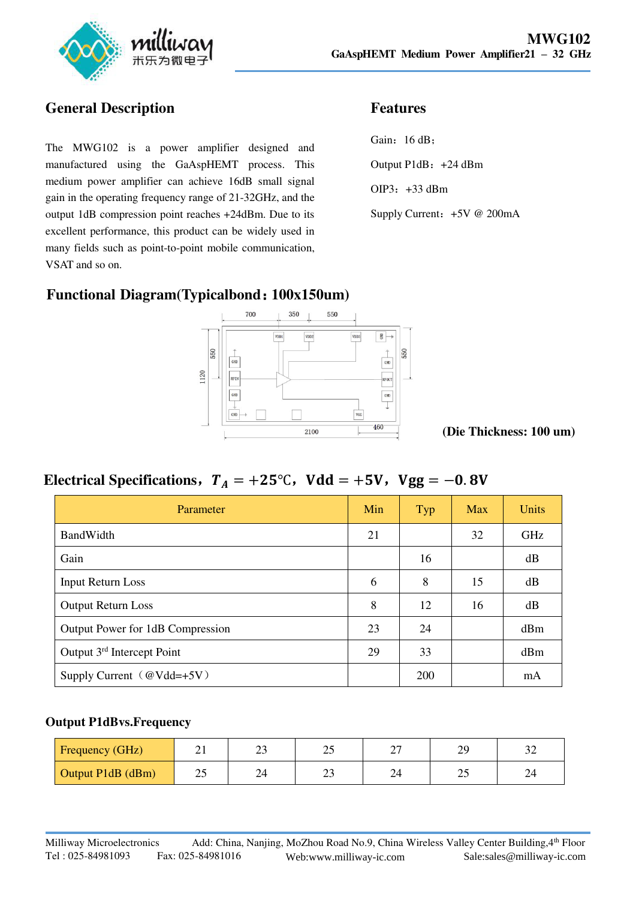# MWG102

**GaAspHEMT Medium Power Amplifier21 – 32 GHz**

## General Description

The MWG102 is a power amplifier designed and manufactured using the GaAspHEMT process. This medium power amplifier can achieve 16dB small signal gain in the operating frequency range of 21-32GHz, and the output 1dB compression point reaches +24dBm. Due to its excellent performance, this product can be widely used in many fields such as point-to-point mobile communication, VSAT and so on.

## Features

Gain：16 dB；

Output P1dB：+24 dBm

OIP3：+33 dBm

Supply Current：+5V @ 200mA

## Functional Diagram(Typicalbond：100x150um)

**(Die Thickness: 100 um)**

## Electrical Specifications，$T_A = +25℃$，$Vdd = +5V$，$Vgg = -0.8V$

| Parameter | Min | Typ | Max | Units |
|---|---|---|---|---|
| BandWidth | 21 | | 32 | GHz |
| Gain | | 16 | | dB |
| Input Return Loss | 6 | 8 | 15 | dB |
| Output Return Loss | 8 | 12 | 16 | dB |
| Output Power for 1dB Compression | 23 | 24 | | dBm |
| Output 3rd Intercept Point | 29 | 33 | | dBm |
| Supply Current（@Vdd=+5V） | | 200 | | mA |

### Output P1dBvs.Frequency

| Frequency (GHz) | 21 | 23 | 25 | 27 | 29 | 32 |
|---|---|---|---|---|---|---|
| Output P1dB (dBm) | 25 | 24 | 23 | 24 | 25 | 24 |

Milliway Microelectronics Add: China, Nanjing, MoZhou Road No.9, China Wireless Valley Center Building,4th Floor
Tel : 025-84981093 Fax: 025-84981016 Web:www.milliway-ic.com Sale:sales@milliway-ic.com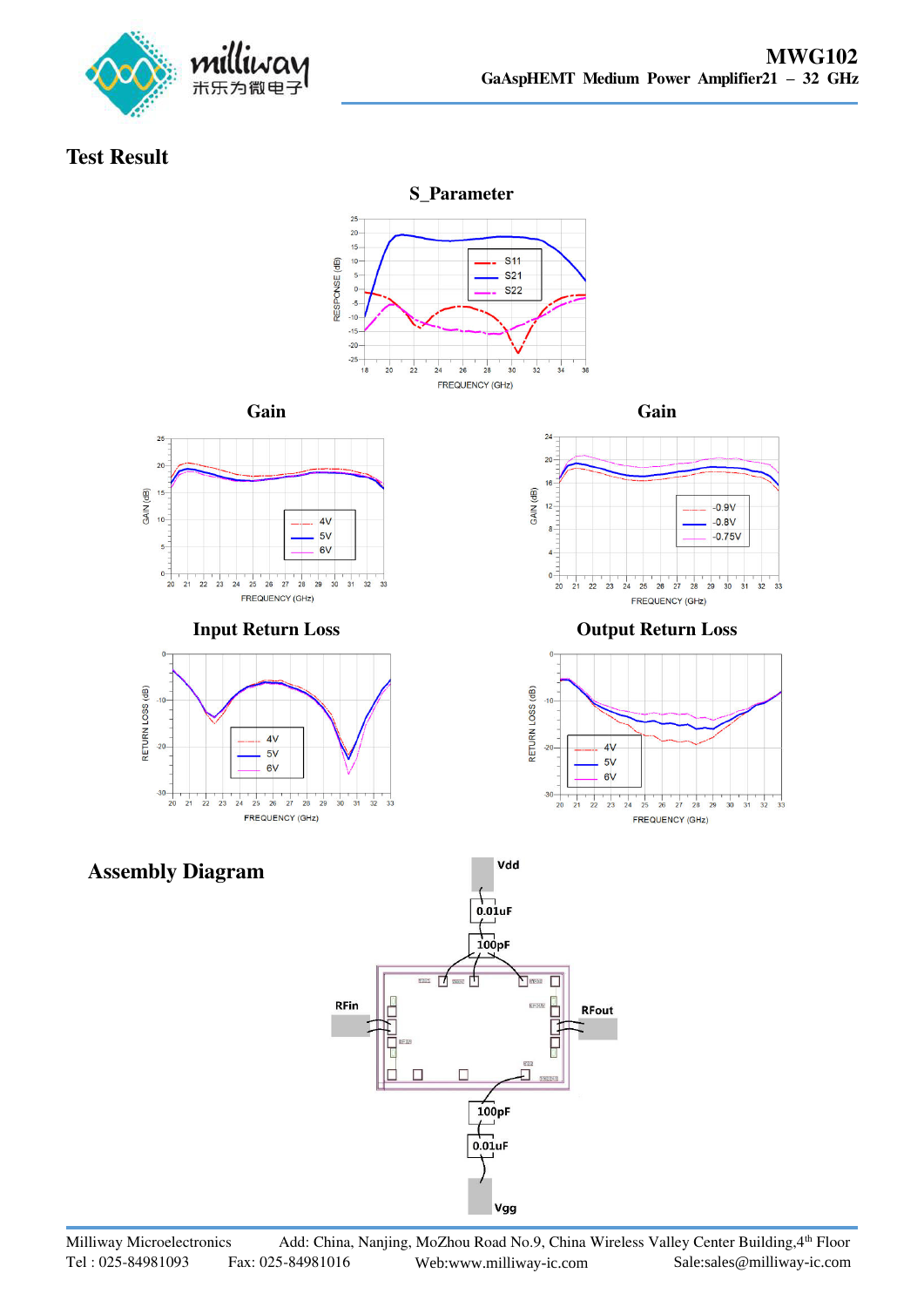## Test Result

**S_Parameter**

RESPONSE (dB)

25, 20, 15, 10, 5, 0, -5, -10, -15, -20, -25

18, 20, 22, 24, 26, 28, 30, 32, 34, 36

FREQUENCY (GHz)

S11
S21
S22

**Gain**

GAIN (dB)

25, 20, 15, 10, 5, 0

20, 21, 22, 23, 24, 25, 26, 27, 28, 29, 30, 31, 32, 33

FREQUENCY (GHz)

4V
5V
6V

**Gain**

GAIN (dB)

24, 20, 16, 12, 8, 4, 0

20, 21, 22, 23, 24, 25, 26, 27, 28, 29, 30, 31, 32, 33

FREQUENCY (GHz)

-0.9V
-0.8V
-0.75V

**Input Return Loss**

RETURN LOSS (dB)

0, -10, -20, -30

20, 21, 22, 23, 24, 25, 26, 27, 28, 29, 30, 31, 32, 33

FREQUENCY (GHz)

4V
5V
6V

**Output Return Loss**

RETURN LOSS (dB)

0, -10, -20, -30

20, 21, 22, 23, 24, 25, 26, 27, 28, 29, 30, 31, 32, 33

FREQUENCY (GHz)

4V
5V
6V

## Assembly Diagram

Vdd

0.01uF

100pF

RFin

RFout

100pF

0.01uF

Vgg

Milliway Microelectronics Add: China, Nanjing, MoZhou Road No.9, China Wireless Valley Center Building,4th Floor
Tel : 025-84981093 Fax: 025-84981016 Web:www.milliway-ic.com Sale:sales@milliway-ic.com